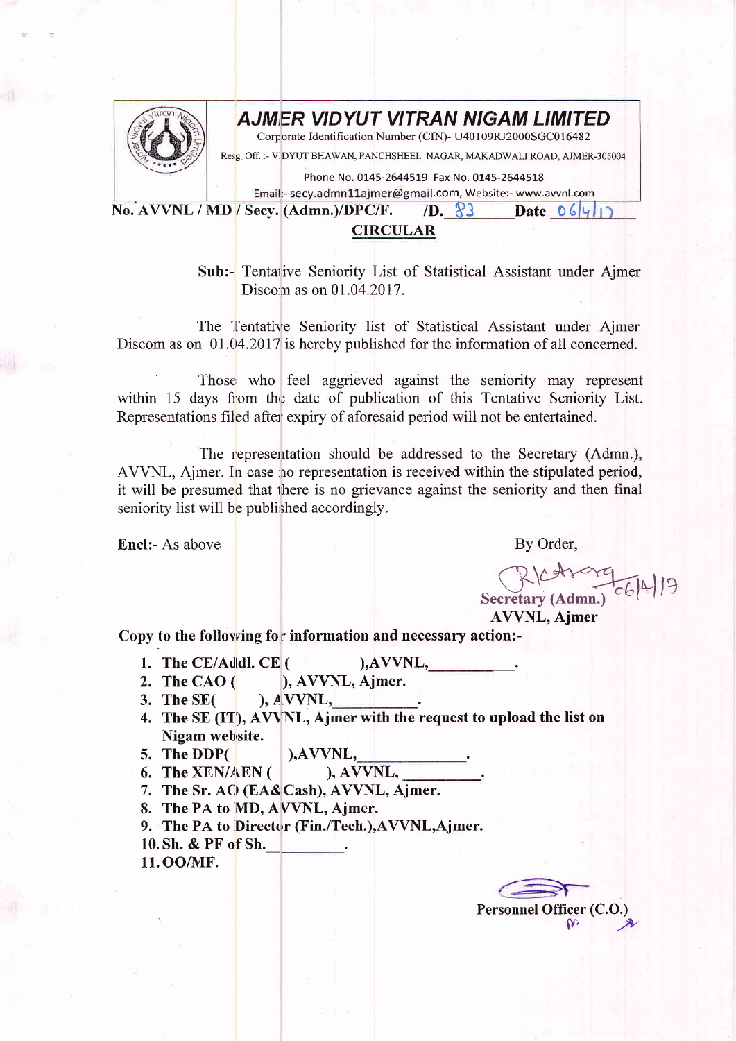# AJMER VIDYUT VITRAN NIGAM LIMITED

Corporate Identification Number (CIN)- U40109RJ2000SGC016482

Resg. Off. :- VIDYUT BHAWAN, PANCHSHEEL NAGAR, MAKADWALI ROAD, AJMER-305004

Phone No. 0145-2644519 Fax No. 0145-2644518

Email:- secy.admn11ajmer@gmail.com, Website:- www.avvnl.com

**No. AVVNL / MD / Secy. (Admn.)/DPC/F. /D.** 83 **Date** 06/4/17

## CIRCULAR

**Sub:-** Tentative Seniority List of Statistical Assistant under Ajmer Discom as on 01.04.2017.

The Tentative Seniority list of Statistical Assistant under Ajmer Discom as on 01.04.2017 is hereby published for the information of all concerned.

Those who feel aggrieved against the seniority may represent within 15 days from the date of publication of this Tentative Seniority List. Representations filed after expiry of aforesaid period will not be entertained.

The representation should be addressed to the Secretary (Admn.), AVVNL, Ajmer. In case no representation is received within the stipulated period, it will be presumed that there is no grievance against the seniority and then final seniority list will be published accordingly.

**Encl:-** As above

By Order,

06/4/17

**Secretary (Admn.)**
**AVVNL, Ajmer**

**Copy to the following for information and necessary action:-**

1. **The CE/Addl. CE ( ),AVVNL,\_\_\_\_\_\_\_\_.**
2. **The CAO ( ), AVVNL, Ajmer.**
3. **The SE( ), AVVNL,\_\_\_\_\_\_\_\_.**
4. **The SE (IT), AVVNL, Ajmer with the request to upload the list on Nigam website.**
5. **The DDP( ),AVVNL,\_\_\_\_\_\_\_\_.**
6. **The XEN/AEN ( ), AVVNL, \_\_\_\_\_\_\_\_.**
7. **The Sr. AO (EA&Cash), AVVNL, Ajmer.**
8. **The PA to MD, AVVNL, Ajmer.**
9. **The PA to Director (Fin./Tech.),AVVNL,Ajmer.**
10. **Sh. & PF of Sh.\_\_\_\_\_\_\_\_.**
11. **OO/MF.**

**Personnel Officer (C.O.)**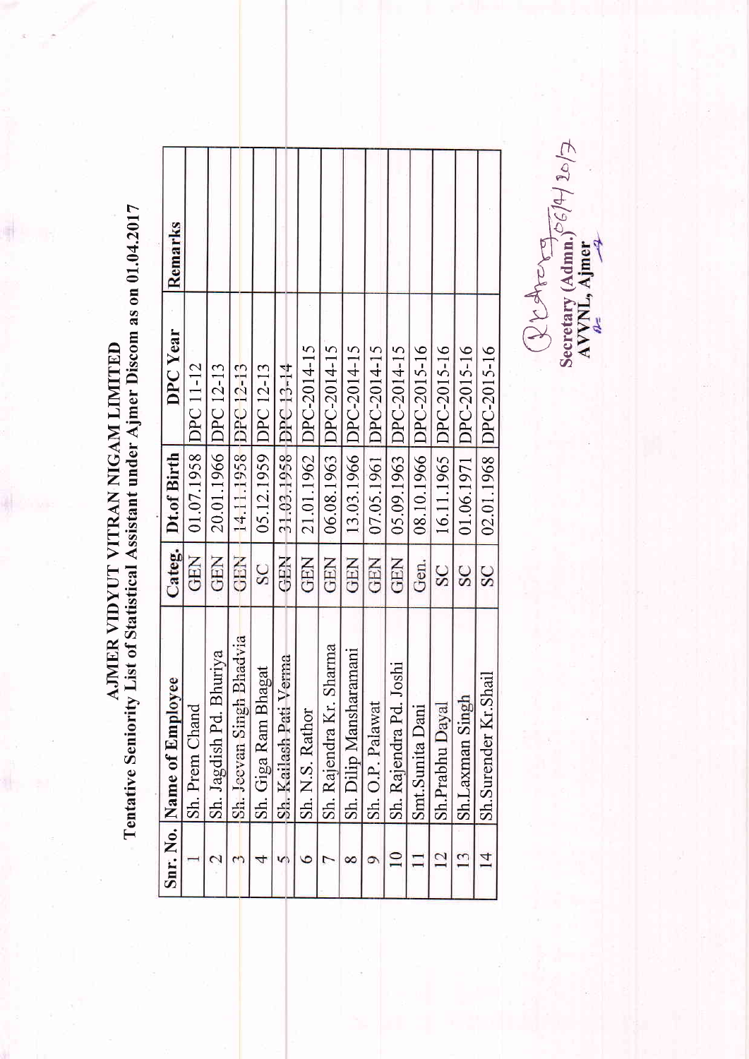# AJMER VIDYUT VITRAN NIGAM LIMITED

## Tentative Seniority List of Statistical Assistant under Ajmer Discom as on 01.04.2017

| Snr. No. | Name of Employee | Categ. | Dt.of Birth | DPC Year | Remarks |
|---|---|---|---|---|---|
| 1 | Sh. Prem Chand | GEN | 01.07.1958 | DPC 11-12 | |
| 2 | Sh. Jagdish Pd. Bhuriya | GEN | 20.01.1966 | DPC 12-13 | |
| 3 | Sh. Jeevan Singh Bhadvia | GEN | 14.11.1958 | DPC 12-13 | |
| 4 | Sh. Giga Ram Bhagat | SC | 05.12.1959 | DPC 12-13 | |
| 5 | ~~Sh. Kailash Pati Verma~~ | ~~GEN~~ | ~~31.03.1958~~ | ~~DPC 13-14~~ | |
| 6 | Sh. N.S. Rathor | GEN | 21.01.1962 | DPC-2014-15 | |
| 7 | Sh. Rajendra Kr. Sharma | GEN | 06.08.1963 | DPC-2014-15 | |
| 8 | Sh. Dilip Mansharamani | GEN | 13.03.1966 | DPC-2014-15 | |
| 9 | Sh. O.P. Palawat | GEN | 07.05.1961 | DPC-2014-15 | |
| 10 | Sh. Rajendra Pd. Joshi | GEN | 05.09.1963 | DPC-2014-15 | |
| 11 | Smt.Sunita Dani | Gen. | 08.10.1966 | DPC-2015-16 | |
| 12 | Sh.Prabhu Dayal | SC | 16.11.1965 | DPC-2015-16 | |
| 13 | Sh.Laxman Singh | SC | 01.06.1971 | DPC-2015-16 | |
| 14 | Sh.Surender Kr.Shail | SC | 02.01.1968 | DPC-2015-16 | |

06/4/2017

**Secretary (Admn.)**
**AVVNL, Ajmer**